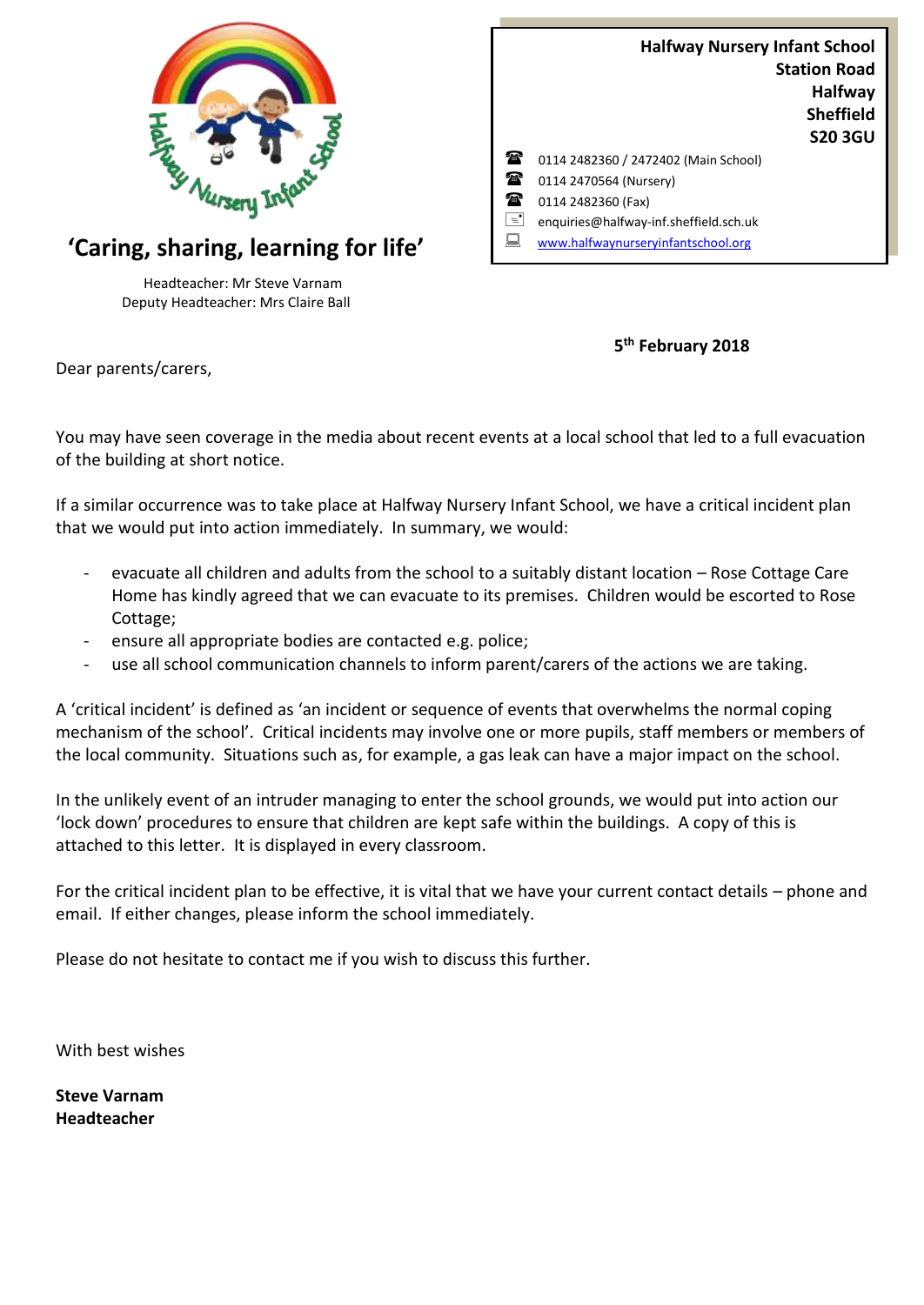**‘Caring, sharing, learning for life’**

Headteacher: Mr Steve Varnam
Deputy Headteacher: Mrs Claire Ball

**Halfway Nursery Infant School**
**Station Road**
**Halfway**
**Sheffield**
**S20 3GU**

☎ 0114 2482360 / 2472402 (Main School)
☎ 0114 2470564 (Nursery)
☎ 0114 2482360 (Fax)
enquiries@halfway-inf.sheffield.sch.uk
www.halfwaynurseryinfantschool.org

**5th February 2018**

Dear parents/carers,

You may have seen coverage in the media about recent events at a local school that led to a full evacuation of the building at short notice.

If a similar occurrence was to take place at Halfway Nursery Infant School, we have a critical incident plan that we would put into action immediately. In summary, we would:

- evacuate all children and adults from the school to a suitably distant location – Rose Cottage Care Home has kindly agreed that we can evacuate to its premises. Children would be escorted to Rose Cottage;
- ensure all appropriate bodies are contacted e.g. police;
- use all school communication channels to inform parent/carers of the actions we are taking.

A ‘critical incident’ is defined as ‘an incident or sequence of events that overwhelms the normal coping mechanism of the school’. Critical incidents may involve one or more pupils, staff members or members of the local community. Situations such as, for example, a gas leak can have a major impact on the school.

In the unlikely event of an intruder managing to enter the school grounds, we would put into action our ‘lock down’ procedures to ensure that children are kept safe within the buildings. A copy of this is attached to this letter. It is displayed in every classroom.

For the critical incident plan to be effective, it is vital that we have your current contact details – phone and email. If either changes, please inform the school immediately.

Please do not hesitate to contact me if you wish to discuss this further.

With best wishes

**Steve Varnam**
**Headteacher**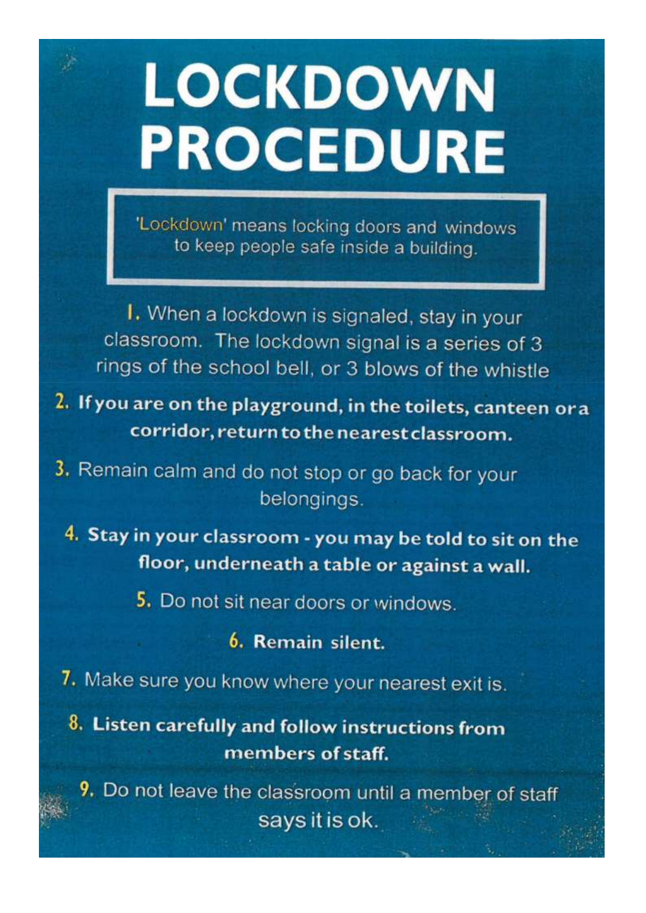# LOCKDOWN PROCEDURE

'Lockdown' means locking doors and windows to keep people safe inside a building.

1. When a lockdown is signaled, stay in your classroom. The lockdown signal is a series of 3 rings of the school bell, or 3 blows of the whistle
2. **If you are on the playground, in the toilets, canteen or a corridor, return to the nearest classroom.**
3. Remain calm and do not stop or go back for your belongings.
4. **Stay in your classroom - you may be told to sit on the floor, underneath a table or against a wall.**
5. Do not sit near doors or windows.
6. **Remain silent.**
7. Make sure you know where your nearest exit is.
8. **Listen carefully and follow instructions from members of staff.**
9. Do not leave the classroom until a member of staff says it is ok.